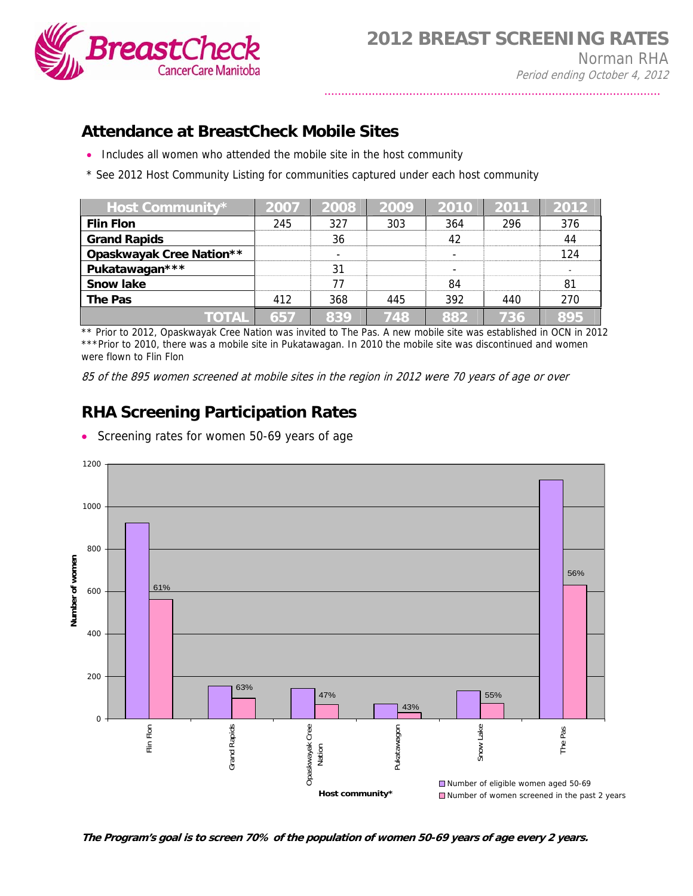# 2012 BREAST SCREENING RATES

Norman RHA

*Period ending October 4, 2012*

## Attendance at BreastCheck Mobile Sites

- Includes all women who attended the mobile site in the host community

\* See 2012 Host Community Listing for communities captured under each host community

| Host Community* | 2007 | 2008 | 2009 | 2010 | 2011 | 2012 |
|---|---|---|---|---|---|---|
| **Flin Flon** | 245 | 327 | 303 | 364 | 296 | 376 |
| **Grand Rapids** | | 36 | | 42 | | 44 |
| **Opaskwayak Cree Nation**** | | - | | - | | 124 |
| **Pukatawagan***** | | 31 | | - | | - |
| **Snow lake** | | 77 | | 84 | | 81 |
| **The Pas** | 412 | 368 | 445 | 392 | 440 | 270 |
| **TOTAL** | **657** | **839** | **748** | **882** | **736** | **895** |

** Prior to 2012, Opaskwayak Cree Nation was invited to The Pas. A new mobile site was established in OCN in 2012
***Prior to 2010, there was a mobile site in Pukatawagan. In 2010 the mobile site was discontinued and women were flown to Flin Flon

*85 of the 895 women screened at mobile sites in the region in 2012 were 70 years of age or over*

## RHA Screening Participation Rates

- Screening rates for women 50-69 years of age

| Host community* | Number of eligible women aged 50-69 | Number of women screened in the past 2 years (%) |
|---|---|---|
| Flin Flon | | 61% |
| Grand Rapids | | 63% |
| Opaskwayak Cree Nation | | 47% |
| Pukatawagon | | 43% |
| Snow Lake | | 55% |
| The Pas | | 56% |

**_The Program's goal is to screen 70% of the population of women 50-69 years of age every 2 years._**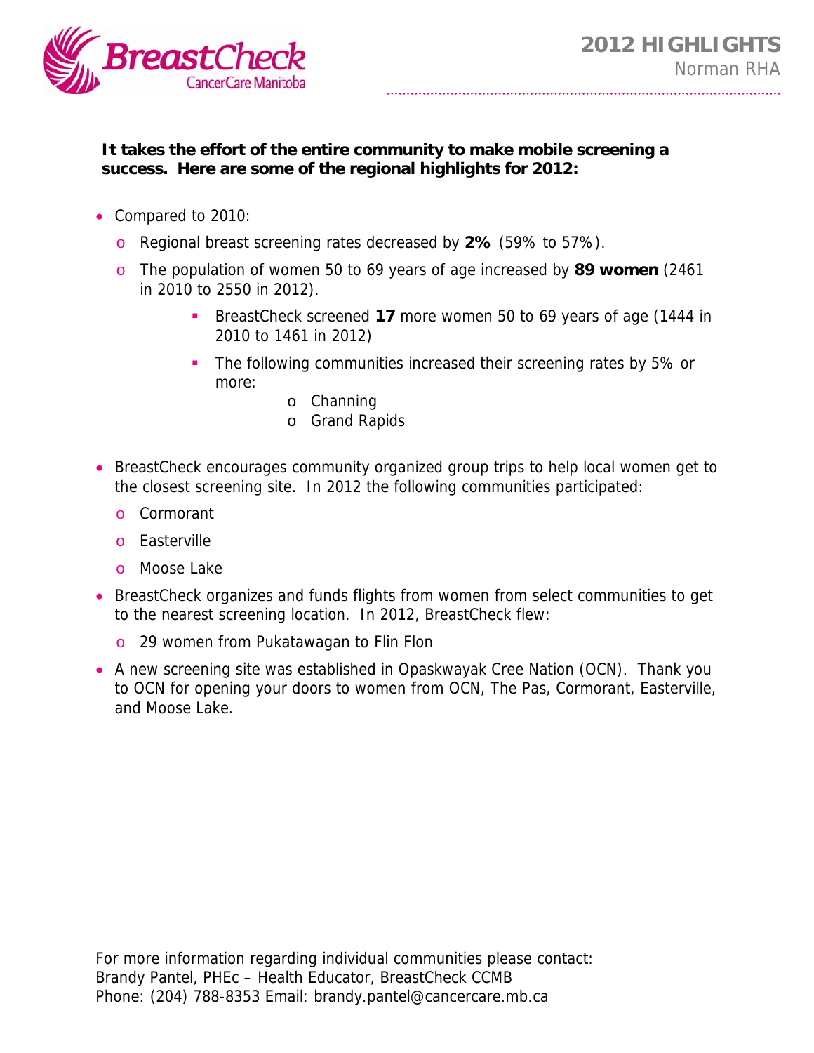# 2012 HIGHLIGHTS

## Norman RHA

**It takes the effort of the entire community to make mobile screening a success. Here are some of the regional highlights for 2012:**

- Compared to 2010:
  - Regional breast screening rates decreased by **2%** (59% to 57%).
  - The population of women 50 to 69 years of age increased by **89 women** (2461 in 2010 to 2550 in 2012).
    - BreastCheck screened **17** more women 50 to 69 years of age (1444 in 2010 to 1461 in 2012)
    - The following communities increased their screening rates by 5% or more:
      - Channing
      - Grand Rapids
- BreastCheck encourages community organized group trips to help local women get to the closest screening site. In 2012 the following communities participated:
  - Cormorant
  - Easterville
  - Moose Lake
- BreastCheck organizes and funds flights from women from select communities to get to the nearest screening location. In 2012, BreastCheck flew:
  - 29 women from Pukatawagan to Flin Flon
- A new screening site was established in Opaskwayak Cree Nation (OCN). Thank you to OCN for opening your doors to women from OCN, The Pas, Cormorant, Easterville, and Moose Lake.

For more information regarding individual communities please contact:
Brandy Pantel, PHEc – Health Educator, BreastCheck CCMB
Phone: (204) 788-8353 Email: brandy.pantel@cancercare.mb.ca